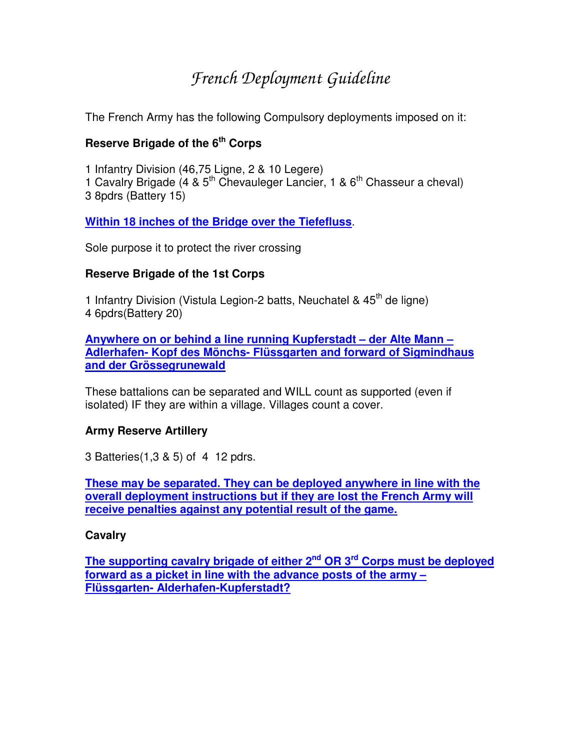# French Deployment Guideline

The French Army has the following Compulsory deployments imposed on it:

**Reserve Brigade of the 6th Corps**

1 Infantry Division (46,75 Ligne, 2 & 10 Legere)
1 Cavalry Brigade (4 & 5th Chevauleger Lancier, 1 & 6th Chasseur a cheval)
3 8pdrs (Battery 15)

**Within 18 inches of the Bridge over the Tiefefluss**.

Sole purpose it to protect the river crossing

**Reserve Brigade of the 1st Corps**

1 Infantry Division (Vistula Legion-2 batts, Neuchatel & 45th de ligne)
4 6pdrs(Battery 20)

**Anywhere on or behind a line running Kupferstadt – der Alte Mann – Adlerhafen- Kopf des Mönchs- Flüssgarten and forward of Sigmindhaus and der Grössegrunewald**

These battalions can be separated and WILL count as supported (even if isolated) IF they are within a village. Villages count a cover.

**Army Reserve Artillery**

3 Batteries(1,3 & 5) of 4 12 pdrs.

**These may be separated. They can be deployed anywhere in line with the overall deployment instructions but if they are lost the French Army will receive penalties against any potential result of the game.**

**Cavalry**

**The supporting cavalry brigade of either 2nd OR 3rd Corps must be deployed forward as a picket in line with the advance posts of the army – Flüssgarten- Alderhafen-Kupferstadt?**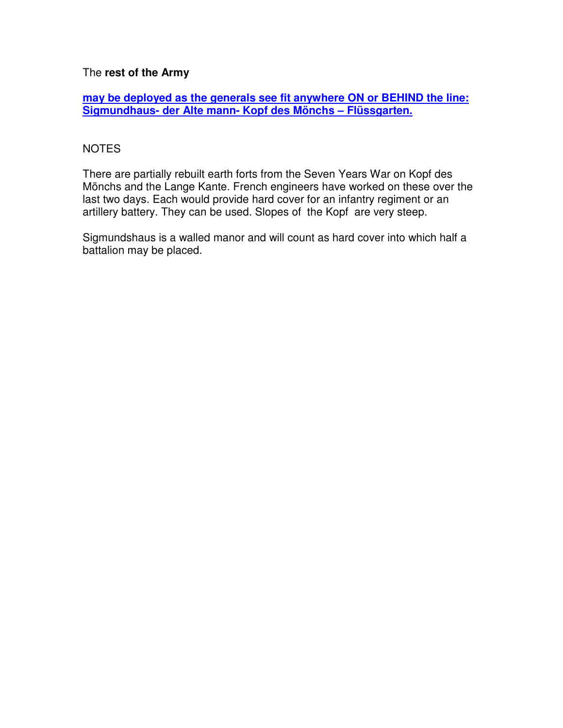The **rest of the Army**

**may be deployed as the generals see fit anywhere ON or BEHIND the line: Sigmundhaus- der Alte mann- Kopf des Mönchs – Flüssgarten.**

NOTES

There are partially rebuilt earth forts from the Seven Years War on Kopf des Mönchs and the Lange Kante. French engineers have worked on these over the last two days. Each would provide hard cover for an infantry regiment or an artillery battery. They can be used. Slopes of the Kopf are very steep.

Sigmundshaus is a walled manor and will count as hard cover into which half a battalion may be placed.